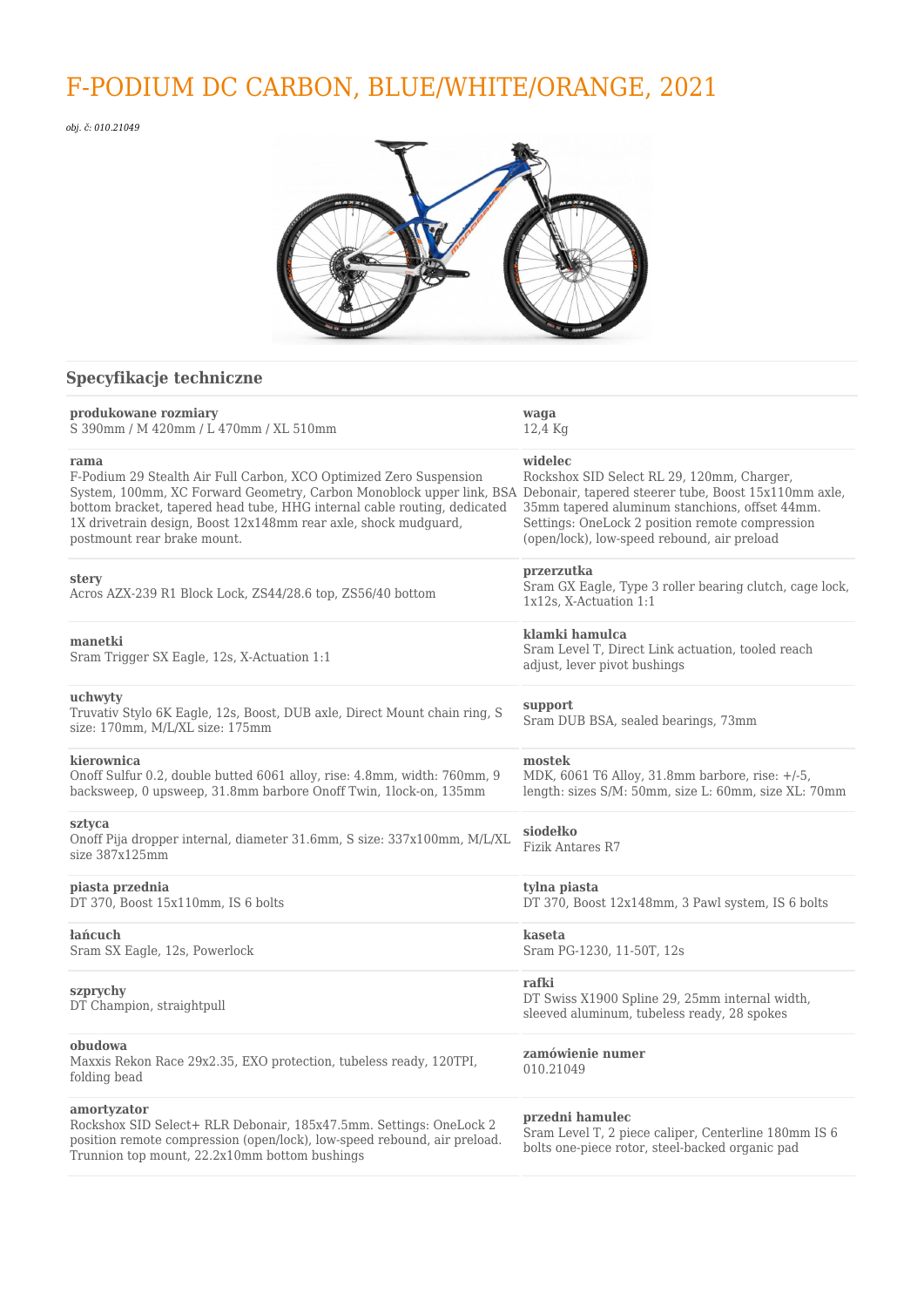# F-PODIUM DC CARBON, BLUE/WHITE/ORANGE, 2021

*obj. č: 010.21049*

## Specyfikacje techniczne

**produkowane rozmiary**
S 390mm / M 420mm / L 470mm / XL 510mm

**waga**
12,4 Kg

**rama**
F-Podium 29 Stealth Air Full Carbon, XCO Optimized Zero Suspension System, 100mm, XC Forward Geometry, Carbon Monoblock upper link, BSA bottom bracket, tapered head tube, HHG internal cable routing, dedicated 1X drivetrain design, Boost 12x148mm rear axle, shock mudguard, postmount rear brake mount.

**widelec**
Rockshox SID Select RL 29, 120mm, Charger, Debonair, tapered steerer tube, Boost 15x110mm axle, 35mm tapered aluminum stanchions, offset 44mm. Settings: OneLock 2 position remote compression (open/lock), low-speed rebound, air preload

**stery**
Acros AZX-239 R1 Block Lock, ZS44/28.6 top, ZS56/40 bottom

**przerzutka**
Sram GX Eagle, Type 3 roller bearing clutch, cage lock, 1x12s, X-Actuation 1:1

**manetki**
Sram Trigger SX Eagle, 12s, X-Actuation 1:1

**klamki hamulca**
Sram Level T, Direct Link actuation, tooled reach adjust, lever pivot bushings

**uchwyty**
Truvativ Stylo 6K Eagle, 12s, Boost, DUB axle, Direct Mount chain ring, S size: 170mm, M/L/XL size: 175mm

**support**
Sram DUB BSA, sealed bearings, 73mm

**kierownica**
Onoff Sulfur 0.2, double butted 6061 alloy, rise: 4.8mm, width: 760mm, 9 backsweep, 0 upsweep, 31.8mm barbore Onoff Twin, 1lock-on, 135mm

**mostek**
MDK, 6061 T6 Alloy, 31.8mm barbore, rise: +/-5, length: sizes S/M: 50mm, size L: 60mm, size XL: 70mm

**sztyca**
Onoff Pija dropper internal, diameter 31.6mm, S size: 337x100mm, M/L/XL size 387x125mm

**siodełko**
Fizik Antares R7

**piasta przednia**
DT 370, Boost 15x110mm, IS 6 bolts

**tylna piasta**
DT 370, Boost 12x148mm, 3 Pawl system, IS 6 bolts

**łańcuch**
Sram SX Eagle, 12s, Powerlock

**kaseta**
Sram PG-1230, 11-50T, 12s

**szprychy**
DT Champion, straightpull

**rafki**
DT Swiss X1900 Spline 29, 25mm internal width, sleeved aluminum, tubeless ready, 28 spokes

**obudowa**
Maxxis Rekon Race 29x2.35, EXO protection, tubeless ready, 120TPI, folding bead

**zamówienie numer**
010.21049

**amortyzator**
Rockshox SID Select+ RLR Debonair, 185x47.5mm. Settings: OneLock 2 position remote compression (open/lock), low-speed rebound, air preload. Trunnion top mount, 22.2x10mm bottom bushings

**przedni hamulec**
Sram Level T, 2 piece caliper, Centerline 180mm IS 6 bolts one-piece rotor, steel-backed organic pad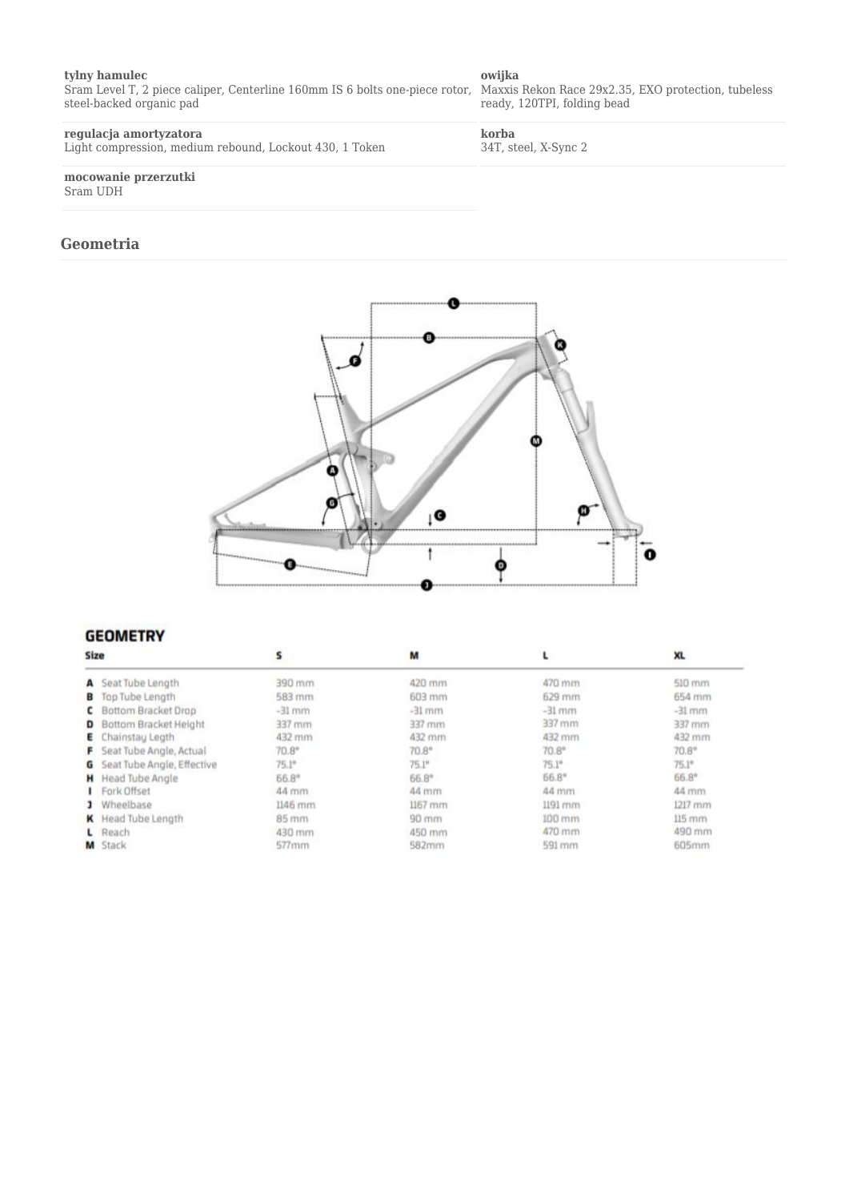**tylny hamulec**
Sram Level T, 2 piece caliper, Centerline 160mm IS 6 bolts one-piece rotor, steel-backed organic pad

**owijka**
Maxxis Rekon Race 29x2.35, EXO protection, tubeless ready, 120TPI, folding bead

**regulacja amortyzatora**
Light compression, medium rebound, Lockout 430, 1 Token

**korba**
34T, steel, X-Sync 2

**mocowanie przerzutki**
Sram UDH

## Geometria

A
B
C
D
E
F
G
H
I
J
K
L
M

### GEOMETRY

| Size | | S | M | L | XL |
|---|---|---|---|---|---|
| **A** | Seat Tube Length | 390 mm | 420 mm | 470 mm | 510 mm |
| **B** | Top Tube Length | 583 mm | 603 mm | 629 mm | 654 mm |
| **C** | Bottom Bracket Drop | -31 mm | -31 mm | -31 mm | -31 mm |
| **D** | Bottom Bracket Height | 337 mm | 337 mm | 337 mm | 337 mm |
| **E** | Chainstay Legth | 432 mm | 432 mm | 432 mm | 432 mm |
| **F** | Seat Tube Angle, Actual | 70.8° | 70.8° | 70.8° | 70.8° |
| **G** | Seat Tube Angle, Effective | 75.1° | 75.1° | 75.1° | 75.1° |
| **H** | Head Tube Angle | 66.8° | 66.8° | 66.8° | 66.8° |
| **I** | Fork Offset | 44 mm | 44 mm | 44 mm | 44 mm |
| **J** | Wheelbase | 1146 mm | 1167 mm | 1191 mm | 1217 mm |
| **K** | Head Tube Length | 85 mm | 90 mm | 100 mm | 115 mm |
| **L** | Reach | 430 mm | 450 mm | 470 mm | 490 mm |
| **M** | Stack | 577mm | 582mm | 591 mm | 605mm |